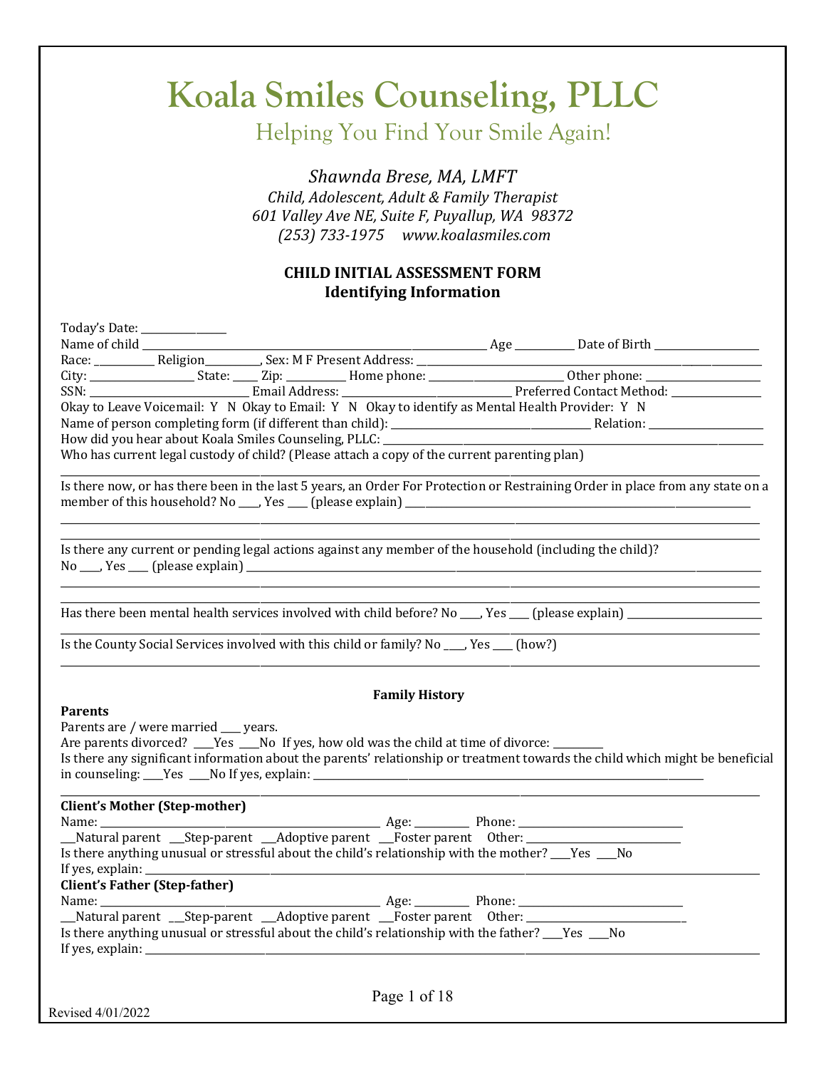# Koala Smiles Counseling, PLLC

Helping You Find Your Smile Again!

*Shawnda Brese, MA, LMFT*
*Child, Adolescent, Adult & Family Therapist*
*601 Valley Ave NE, Suite F, Puyallup, WA 98372*
*(253) 733-1975 www.koalasmiles.com*

## CHILD INITIAL ASSESSMENT FORM
## Identifying Information

Today's Date: _______________

Name of child ________________________________________________ Age __________ Date of Birth __________________

Race: __________ Religion_________, Sex: M F Present Address: ______________________________________________

City: __________________ State: _____ Zip: __________ Home phone: _______________________ Other phone: ____________________

SSN: ____________________________ Email Address: ______________________________ Preferred Contact Method: _______________

Okay to Leave Voicemail: Y N Okay to Email: Y N Okay to identify as Mental Health Provider: Y N

Name of person completing form (if different than child): __________________________________ Relation: ____________________

How did you hear about Koala Smiles Counseling, PLLC: ______________________________________________________________

Who has current legal custody of child? (Please attach a copy of the current parenting plan)

______________________________________________________________________________________________________

Is there now, or has there been in the last 5 years, an Order For Protection or Restraining Order in place from any state on a member of this household? No ____, Yes ____ (please explain) _______________________________________________________________

______________________________________________________________________________________________________

______________________________________________________________________________________________________

Is there any current or pending legal actions against any member of the household (including the child)?
No ____, Yes ____ (please explain) ______________________________________________________________________________

______________________________________________________________________________________________________

______________________________________________________________________________________________________

Has there been mental health services involved with child before? No ____, Yes ____ (please explain) ________________________

______________________________________________________________________________________________________

Is the County Social Services involved with this child or family? No ____, Yes ____ (how?)

______________________________________________________________________________________________________

### Family History

**Parents**

Parents are / were married ____ years.

Are parents divorced? ____Yes ____No If yes, how old was the child at time of divorce: _________

Is there any significant information about the parents' relationship or treatment towards the child which might be beneficial in counseling: ____Yes ____No If yes, explain: ___________________________________________________________________

______________________________________________________________________________________________________

**Client's Mother (Step-mother)**

Name: _______________________________________________ Age: _________ Phone: ____________________________

___Natural parent ___Step-parent ___Adoptive parent ___Foster parent Other: ___________________________

Is there anything unusual or stressful about the child's relationship with the mother? ____Yes ____No

If yes, explain: _________________________________________________________________________________________

**Client's Father (Step-father)**

Name: _______________________________________________ Age: _________ Phone: ____________________________

___Natural parent ___Step-parent ___Adoptive parent ___Foster parent Other: ___________________________

Is there anything unusual or stressful about the child's relationship with the father? ____Yes ____No

If yes, explain: _________________________________________________________________________________________

Revised 4/01/2022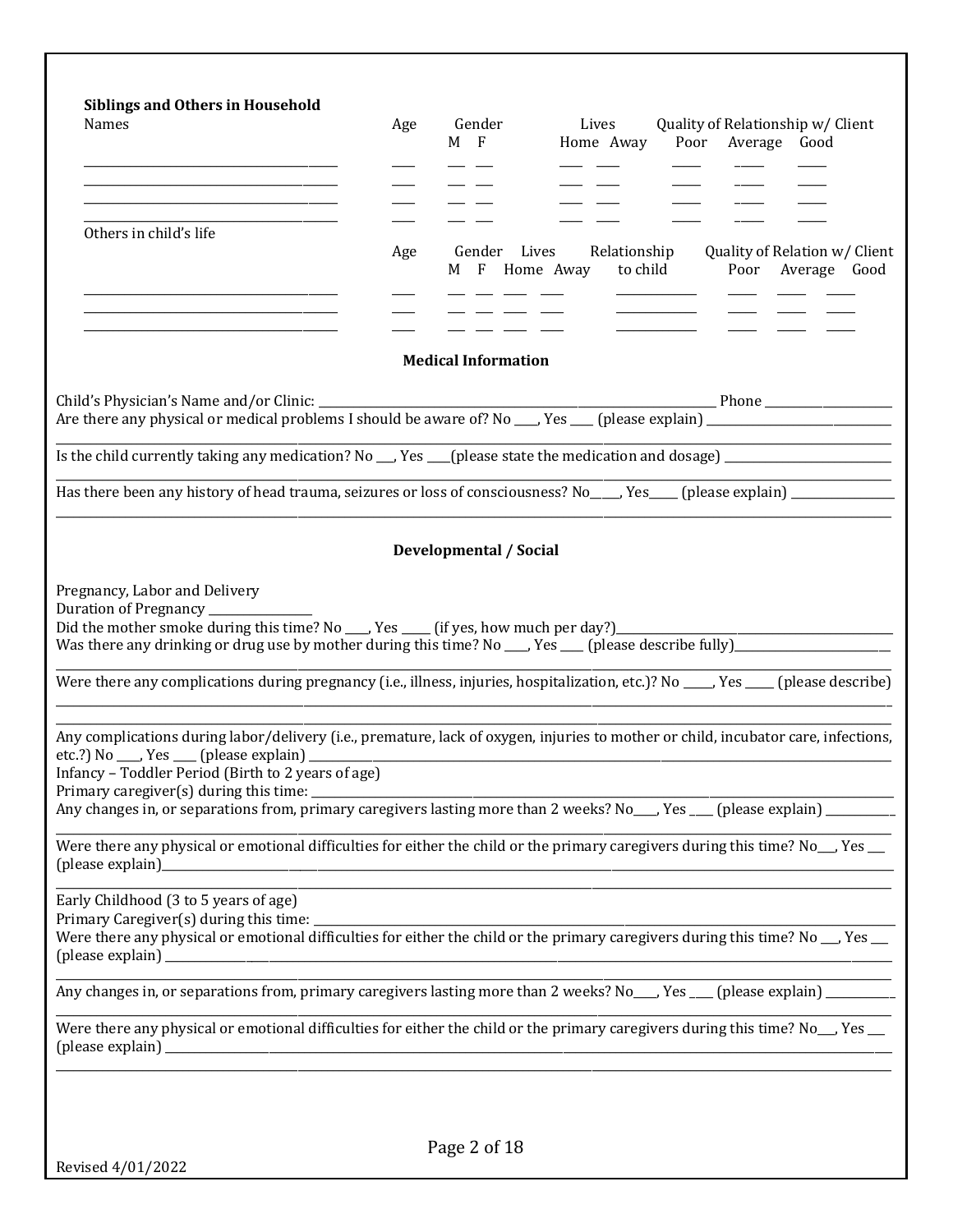**Siblings and Others in Household**

| Names | Age | Gender M | Gender F | Lives Home | Lives Away | Quality of Relationship w/ Client Poor | Average | Good |
|---|---|---|---|---|---|---|---|---|
| | | | | | | | | |
| | | | | | | | | |
| | | | | | | | | |
| | | | | | | | | |

Others in child's life

| Names | Age | Gender M | Gender F | Lives Home | Lives Away | Relationship to child | Quality of Relation w/ Client Poor | Average | Good |
|---|---|---|---|---|---|---|---|---|---|
| | | | | | | | | | |
| | | | | | | | | | |
| | | | | | | | | | |

**Medical Information**

Child's Physician's Name and/or Clinic: ______________________ Phone ______________

Are there any physical or medical problems I should be aware of? No ____, Yes ____ (please explain) ______________________

Is the child currently taking any medication? No ___, Yes ____(please state the medication and dosage) ______________________

Has there been any history of head trauma, seizures or loss of consciousness? No_____, Yes_____ (please explain) ______________________

**Developmental / Social**

Pregnancy, Labor and Delivery

Duration of Pregnancy ______________

Did the mother smoke during this time? No ____, Yes _____ (if yes, how much per day?)______________________

Was there any drinking or drug use by mother during this time? No ____, Yes ____ (please describe fully)______________________

Were there any complications during pregnancy (i.e., illness, injuries, hospitalization, etc.)? No _____, Yes _____ (please describe) ______________________

Any complications during labor/delivery (i.e., premature, lack of oxygen, injuries to mother or child, incubator care, infections, etc.?) No ____, Yes ____ (please explain) ______________________

Infancy – Toddler Period (Birth to 2 years of age)

Primary caregiver(s) during this time: ______________________

Any changes in, or separations from, primary caregivers lasting more than 2 weeks? No____, Yes ____ (please explain) ______________________

Were there any physical or emotional difficulties for either the child or the primary caregivers during this time? No___, Yes ___ (please explain)______________________

Early Childhood (3 to 5 years of age)

Primary Caregiver(s) during this time: ______________________

Were there any physical or emotional difficulties for either the child or the primary caregivers during this time? No ___, Yes ___ (please explain) ______________________

Any changes in, or separations from, primary caregivers lasting more than 2 weeks? No____, Yes ____ (please explain) ______________________

Were there any physical or emotional difficulties for either the child or the primary caregivers during this time? No___, Yes ___ (please explain) ______________________

Revised 4/01/2022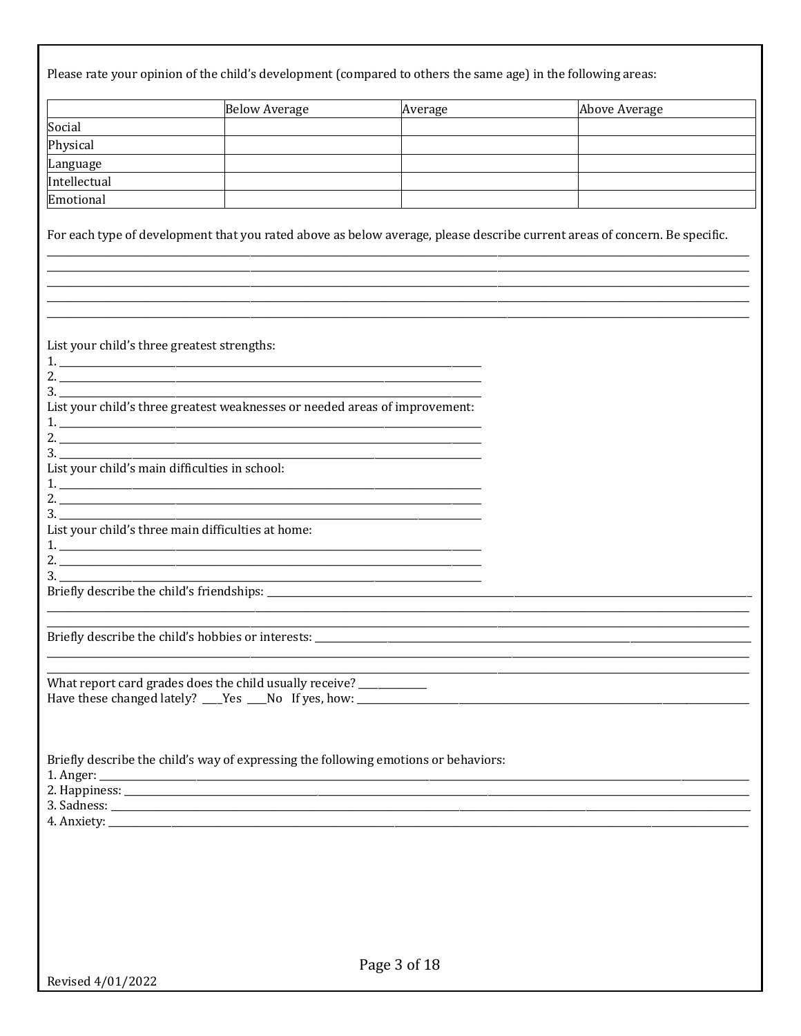Please rate your opinion of the child's development (compared to others the same age) in the following areas:

| | Below Average | Average | Above Average |
|---|---|---|---|
| Social | | | |
| Physical | | | |
| Language | | | |
| Intellectual | | | |
| Emotional | | | |

For each type of development that you rated above as below average, please describe current areas of concern. Be specific.

_______________________________________________________________________________
_______________________________________________________________________________
_______________________________________________________________________________
_______________________________________________________________________________
_______________________________________________________________________________

List your child's three greatest strengths:

1. ______________________________________________
2. ______________________________________________
3. ______________________________________________

List your child's three greatest weaknesses or needed areas of improvement:

1. ______________________________________________
2. ______________________________________________
3. ______________________________________________

List your child's main difficulties in school:

1. ______________________________________________
2. ______________________________________________
3. ______________________________________________

List your child's three main difficulties at home:

1. ______________________________________________
2. ______________________________________________
3. ______________________________________________

Briefly describe the child's friendships: ______________________________________
_______________________________________________________________________________
_______________________________________________________________________________

Briefly describe the child's hobbies or interests: ______________________________
_______________________________________________________________________________
_______________________________________________________________________________

What report card grades does the child usually receive? ____________

Have these changed lately? ___Yes ___No If yes, how: ___________________________

Briefly describe the child's way of expressing the following emotions or behaviors:

1. Anger: ______________________________________________
2. Happiness: ______________________________________________
3. Sadness: ______________________________________________
4. Anxiety: ______________________________________________

Revised 4/01/2022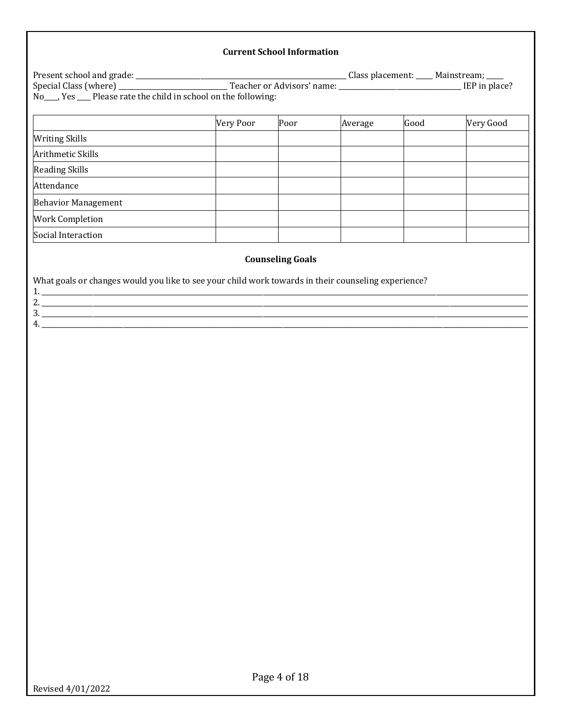### Current School Information

Present school and grade: ____________________________________________________________ Class placement: _____ Mainstream; _____ Special Class (where) ______________________________ Teacher or Advisors' name: __________________________________ IEP in place? No____, Yes ____ Please rate the child in school on the following:

| | Very Poor | Poor | Average | Good | Very Good |
|---|---|---|---|---|---|
| Writing Skills | | | | | |
| Arithmetic Skills | | | | | |
| Reading Skills | | | | | |
| Attendance | | | | | |
| Behavior Management | | | | | |
| Work Completion | | | | | |
| Social Interaction | | | | | |

### Counseling Goals

What goals or changes would you like to see your child work towards in their counseling experience?

1. ________________________________________________________________________________________________
2. ________________________________________________________________________________________________
3. ________________________________________________________________________________________________
4. ________________________________________________________________________________________________

Revised 4/01/2022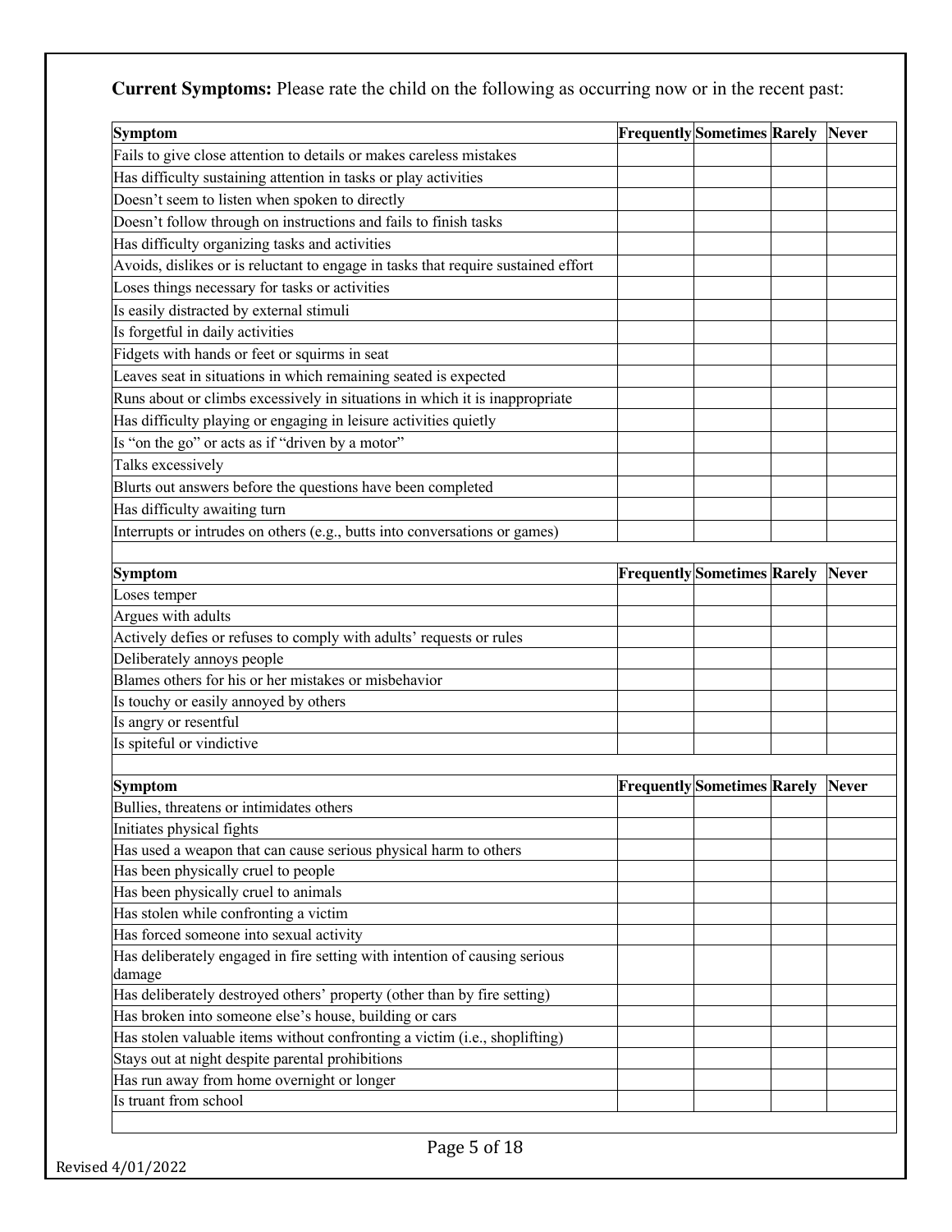**Current Symptoms:** Please rate the child on the following as occurring now or in the recent past:

| Symptom | Frequently | Sometimes | Rarely | Never |
|---|---|---|---|---|
| Fails to give close attention to details or makes careless mistakes | | | | |
| Has difficulty sustaining attention in tasks or play activities | | | | |
| Doesn't seem to listen when spoken to directly | | | | |
| Doesn't follow through on instructions and fails to finish tasks | | | | |
| Has difficulty organizing tasks and activities | | | | |
| Avoids, dislikes or is reluctant to engage in tasks that require sustained effort | | | | |
| Loses things necessary for tasks or activities | | | | |
| Is easily distracted by external stimuli | | | | |
| Is forgetful in daily activities | | | | |
| Fidgets with hands or feet or squirms in seat | | | | |
| Leaves seat in situations in which remaining seated is expected | | | | |
| Runs about or climbs excessively in situations in which it is inappropriate | | | | |
| Has difficulty playing or engaging in leisure activities quietly | | | | |
| Is "on the go" or acts as if "driven by a motor" | | | | |
| Talks excessively | | | | |
| Blurts out answers before the questions have been completed | | | | |
| Has difficulty awaiting turn | | | | |
| Interrupts or intrudes on others (e.g., butts into conversations or games) | | | | |

| Symptom | Frequently | Sometimes | Rarely | Never |
|---|---|---|---|---|
| Loses temper | | | | |
| Argues with adults | | | | |
| Actively defies or refuses to comply with adults' requests or rules | | | | |
| Deliberately annoys people | | | | |
| Blames others for his or her mistakes or misbehavior | | | | |
| Is touchy or easily annoyed by others | | | | |
| Is angry or resentful | | | | |
| Is spiteful or vindictive | | | | |

| Symptom | Frequently | Sometimes | Rarely | Never |
|---|---|---|---|---|
| Bullies, threatens or intimidates others | | | | |
| Initiates physical fights | | | | |
| Has used a weapon that can cause serious physical harm to others | | | | |
| Has been physically cruel to people | | | | |
| Has been physically cruel to animals | | | | |
| Has stolen while confronting a victim | | | | |
| Has forced someone into sexual activity | | | | |
| Has deliberately engaged in fire setting with intention of causing serious damage | | | | |
| Has deliberately destroyed others' property (other than by fire setting) | | | | |
| Has broken into someone else's house, building or cars | | | | |
| Has stolen valuable items without confronting a victim (i.e., shoplifting) | | | | |
| Stays out at night despite parental prohibitions | | | | |
| Has run away from home overnight or longer | | | | |
| Is truant from school | | | | |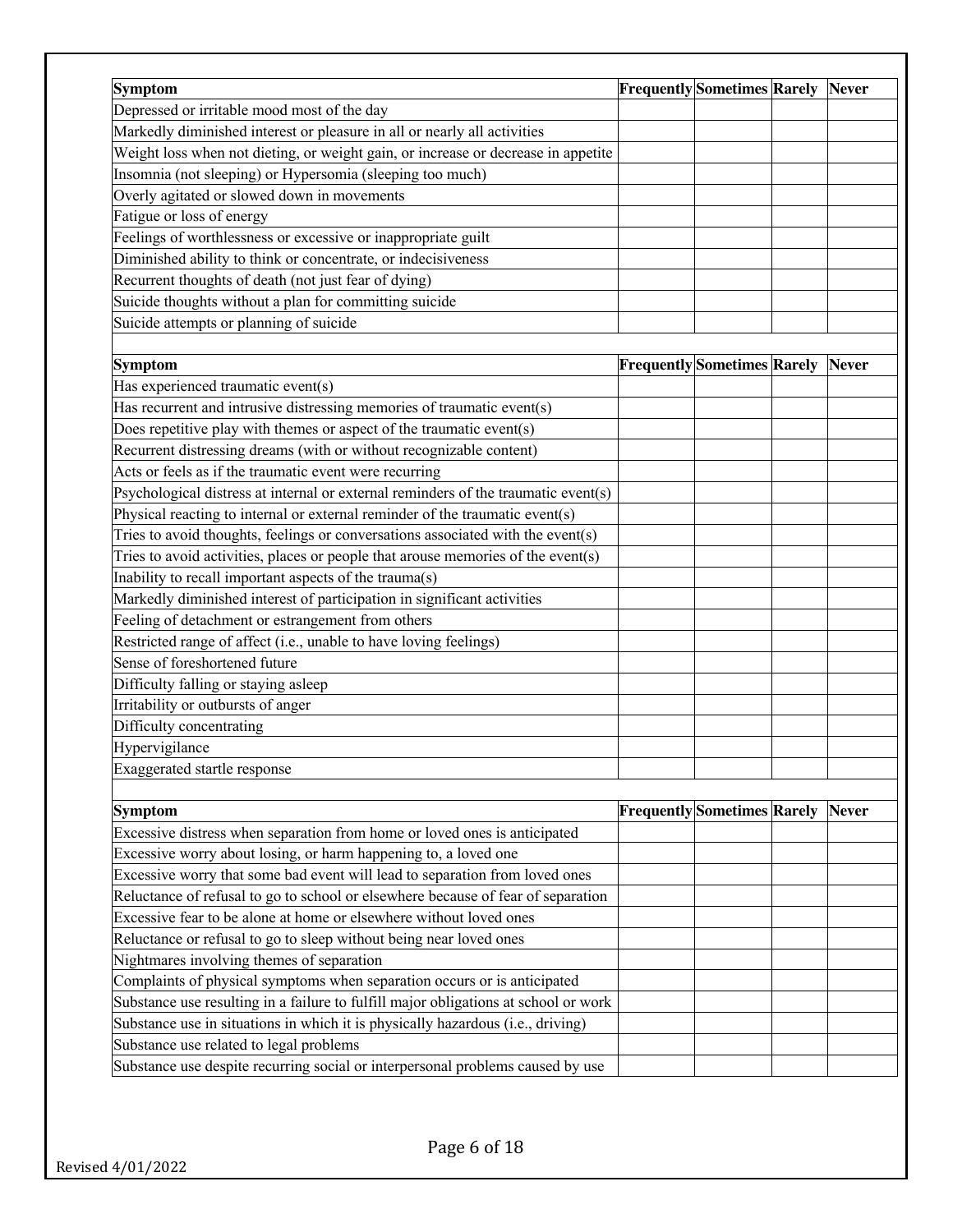| Symptom | Frequently | Sometimes | Rarely | Never |
|---|---|---|---|---|
| Depressed or irritable mood most of the day | | | | |
| Markedly diminished interest or pleasure in all or nearly all activities | | | | |
| Weight loss when not dieting, or weight gain, or increase or decrease in appetite | | | | |
| Insomnia (not sleeping) or Hypersomia (sleeping too much) | | | | |
| Overly agitated or slowed down in movements | | | | |
| Fatigue or loss of energy | | | | |
| Feelings of worthlessness or excessive or inappropriate guilt | | | | |
| Diminished ability to think or concentrate, or indecisiveness | | | | |
| Recurrent thoughts of death (not just fear of dying) | | | | |
| Suicide thoughts without a plan for committing suicide | | | | |
| Suicide attempts or planning of suicide | | | | |

| Symptom | Frequently | Sometimes | Rarely | Never |
|---|---|---|---|---|
| Has experienced traumatic event(s) | | | | |
| Has recurrent and intrusive distressing memories of traumatic event(s) | | | | |
| Does repetitive play with themes or aspect of the traumatic event(s) | | | | |
| Recurrent distressing dreams (with or without recognizable content) | | | | |
| Acts or feels as if the traumatic event were recurring | | | | |
| Psychological distress at internal or external reminders of the traumatic event(s) | | | | |
| Physical reacting to internal or external reminder of the traumatic event(s) | | | | |
| Tries to avoid thoughts, feelings or conversations associated with the event(s) | | | | |
| Tries to avoid activities, places or people that arouse memories of the event(s) | | | | |
| Inability to recall important aspects of the trauma(s) | | | | |
| Markedly diminished interest of participation in significant activities | | | | |
| Feeling of detachment or estrangement from others | | | | |
| Restricted range of affect (i.e., unable to have loving feelings) | | | | |
| Sense of foreshortened future | | | | |
| Difficulty falling or staying asleep | | | | |
| Irritability or outbursts of anger | | | | |
| Difficulty concentrating | | | | |
| Hypervigilance | | | | |
| Exaggerated startle response | | | | |

| Symptom | Frequently | Sometimes | Rarely | Never |
|---|---|---|---|---|
| Excessive distress when separation from home or loved ones is anticipated | | | | |
| Excessive worry about losing, or harm happening to, a loved one | | | | |
| Excessive worry that some bad event will lead to separation from loved ones | | | | |
| Reluctance of refusal to go to school or elsewhere because of fear of separation | | | | |
| Excessive fear to be alone at home or elsewhere without loved ones | | | | |
| Reluctance or refusal to go to sleep without being near loved ones | | | | |
| Nightmares involving themes of separation | | | | |
| Complaints of physical symptoms when separation occurs or is anticipated | | | | |
| Substance use resulting in a failure to fulfill major obligations at school or work | | | | |
| Substance use in situations in which it is physically hazardous (i.e., driving) | | | | |
| Substance use related to legal problems | | | | |
| Substance use despite recurring social or interpersonal problems caused by use | | | | |

Revised 4/01/2022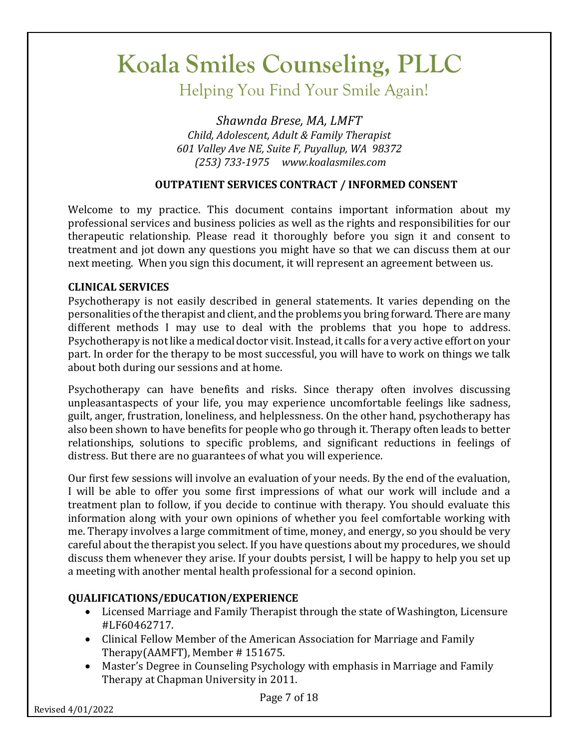# Koala Smiles Counseling, PLLC

Helping You Find Your Smile Again!

*Shawnda Brese, MA, LMFT*
*Child, Adolescent, Adult & Family Therapist*
*601 Valley Ave NE, Suite F, Puyallup, WA 98372*
*(253) 733-1975 www.koalasmiles.com*

**OUTPATIENT SERVICES CONTRACT / INFORMED CONSENT**

Welcome to my practice. This document contains important information about my professional services and business policies as well as the rights and responsibilities for our therapeutic relationship. Please read it thoroughly before you sign it and consent to treatment and jot down any questions you might have so that we can discuss them at our next meeting. When you sign this document, it will represent an agreement between us.

**CLINICAL SERVICES**

Psychotherapy is not easily described in general statements. It varies depending on the personalities of the therapist and client, and the problems you bring forward. There are many different methods I may use to deal with the problems that you hope to address. Psychotherapy is not like a medical doctor visit. Instead, it calls for a very active effort on your part. In order for the therapy to be most successful, you will have to work on things we talk about both during our sessions and at home.

Psychotherapy can have benefits and risks. Since therapy often involves discussing unpleasantaspects of your life, you may experience uncomfortable feelings like sadness, guilt, anger, frustration, loneliness, and helplessness. On the other hand, psychotherapy has also been shown to have benefits for people who go through it. Therapy often leads to better relationships, solutions to specific problems, and significant reductions in feelings of distress. But there are no guarantees of what you will experience.

Our first few sessions will involve an evaluation of your needs. By the end of the evaluation, I will be able to offer you some first impressions of what our work will include and a treatment plan to follow, if you decide to continue with therapy. You should evaluate this information along with your own opinions of whether you feel comfortable working with me. Therapy involves a large commitment of time, money, and energy, so you should be very careful about the therapist you select. If you have questions about my procedures, we should discuss them whenever they arise. If your doubts persist, I will be happy to help you set up a meeting with another mental health professional for a second opinion.

**QUALIFICATIONS/EDUCATION/EXPERIENCE**

- Licensed Marriage and Family Therapist through the state of Washington, Licensure #LF60462717.
- Clinical Fellow Member of the American Association for Marriage and Family Therapy(AAMFT), Member # 151675.
- Master's Degree in Counseling Psychology with emphasis in Marriage and Family Therapy at Chapman University in 2011.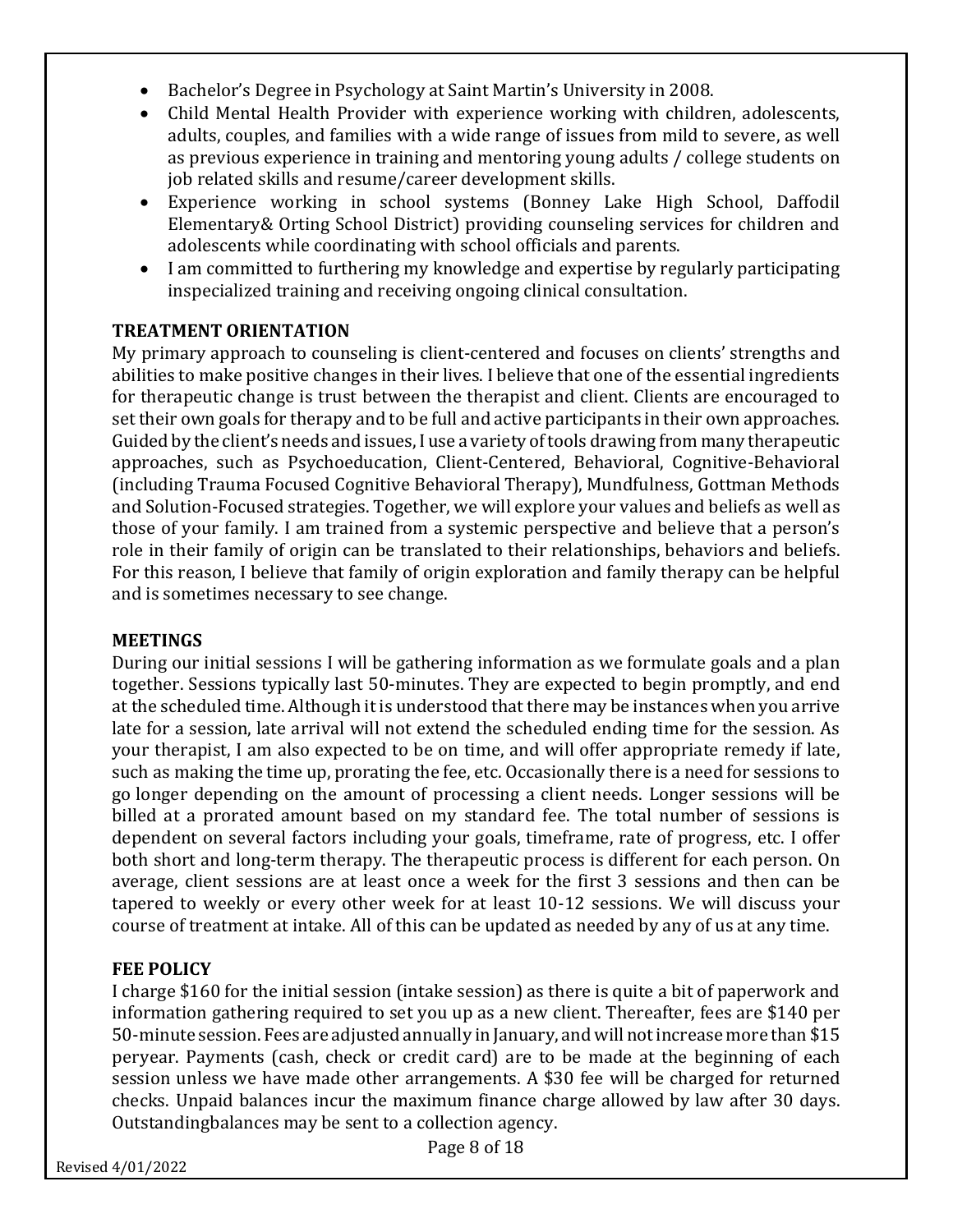- Bachelor's Degree in Psychology at Saint Martin's University in 2008.
- Child Mental Health Provider with experience working with children, adolescents, adults, couples, and families with a wide range of issues from mild to severe, as well as previous experience in training and mentoring young adults / college students on job related skills and resume/career development skills.
- Experience working in school systems (Bonney Lake High School, Daffodil Elementary& Orting School District) providing counseling services for children and adolescents while coordinating with school officials and parents.
- I am committed to furthering my knowledge and expertise by regularly participating inspecialized training and receiving ongoing clinical consultation.

**TREATMENT ORIENTATION**

My primary approach to counseling is client-centered and focuses on clients' strengths and abilities to make positive changes in their lives. I believe that one of the essential ingredients for therapeutic change is trust between the therapist and client. Clients are encouraged to set their own goals for therapy and to be full and active participants in their own approaches. Guided by the client's needs and issues, I use a variety of tools drawing from many therapeutic approaches, such as Psychoeducation, Client-Centered, Behavioral, Cognitive-Behavioral (including Trauma Focused Cognitive Behavioral Therapy), Mundfulness, Gottman Methods and Solution-Focused strategies. Together, we will explore your values and beliefs as well as those of your family. I am trained from a systemic perspective and believe that a person's role in their family of origin can be translated to their relationships, behaviors and beliefs. For this reason, I believe that family of origin exploration and family therapy can be helpful and is sometimes necessary to see change.

**MEETINGS**

During our initial sessions I will be gathering information as we formulate goals and a plan together. Sessions typically last 50-minutes. They are expected to begin promptly, and end at the scheduled time. Although it is understood that there may be instances when you arrive late for a session, late arrival will not extend the scheduled ending time for the session. As your therapist, I am also expected to be on time, and will offer appropriate remedy if late, such as making the time up, prorating the fee, etc. Occasionally there is a need for sessions to go longer depending on the amount of processing a client needs. Longer sessions will be billed at a prorated amount based on my standard fee. The total number of sessions is dependent on several factors including your goals, timeframe, rate of progress, etc. I offer both short and long-term therapy. The therapeutic process is different for each person. On average, client sessions are at least once a week for the first 3 sessions and then can be tapered to weekly or every other week for at least 10-12 sessions. We will discuss your course of treatment at intake. All of this can be updated as needed by any of us at any time.

**FEE POLICY**

I charge $160 for the initial session (intake session) as there is quite a bit of paperwork and information gathering required to set you up as a new client. Thereafter, fees are $140 per 50-minute session. Fees are adjusted annually in January, and will not increase more than $15 peryear. Payments (cash, check or credit card) are to be made at the beginning of each session unless we have made other arrangements. A $30 fee will be charged for returned checks. Unpaid balances incur the maximum finance charge allowed by law after 30 days. Outstandingbalances may be sent to a collection agency.

Revised 4/01/2022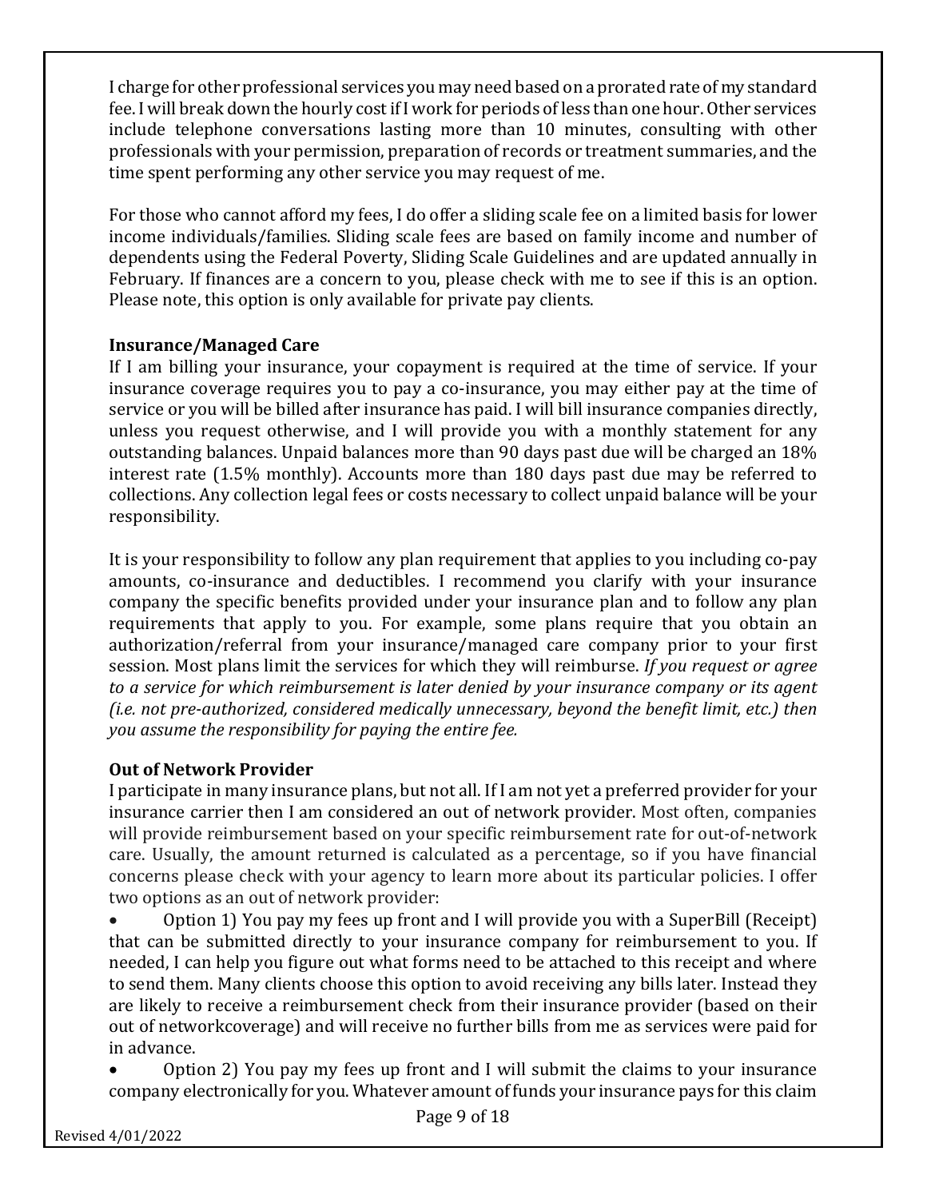I charge for other professional services you may need based on a prorated rate of my standard fee. I will break down the hourly cost if I work for periods of less than one hour. Other services include telephone conversations lasting more than 10 minutes, consulting with other professionals with your permission, preparation of records or treatment summaries, and the time spent performing any other service you may request of me.

For those who cannot afford my fees, I do offer a sliding scale fee on a limited basis for lower income individuals/families. Sliding scale fees are based on family income and number of dependents using the Federal Poverty, Sliding Scale Guidelines and are updated annually in February. If finances are a concern to you, please check with me to see if this is an option. Please note, this option is only available for private pay clients.

**Insurance/Managed Care**

If I am billing your insurance, your copayment is required at the time of service. If your insurance coverage requires you to pay a co-insurance, you may either pay at the time of service or you will be billed after insurance has paid. I will bill insurance companies directly, unless you request otherwise, and I will provide you with a monthly statement for any outstanding balances. Unpaid balances more than 90 days past due will be charged an 18% interest rate (1.5% monthly). Accounts more than 180 days past due may be referred to collections. Any collection legal fees or costs necessary to collect unpaid balance will be your responsibility.

It is your responsibility to follow any plan requirement that applies to you including co-pay amounts, co-insurance and deductibles. I recommend you clarify with your insurance company the specific benefits provided under your insurance plan and to follow any plan requirements that apply to you. For example, some plans require that you obtain an authorization/referral from your insurance/managed care company prior to your first session. Most plans limit the services for which they will reimburse. *If you request or agree to a service for which reimbursement is later denied by your insurance company or its agent (i.e. not pre-authorized, considered medically unnecessary, beyond the benefit limit, etc.) then you assume the responsibility for paying the entire fee.*

**Out of Network Provider**

I participate in many insurance plans, but not all. If I am not yet a preferred provider for your insurance carrier then I am considered an out of network provider. Most often, companies will provide reimbursement based on your specific reimbursement rate for out-of-network care. Usually, the amount returned is calculated as a percentage, so if you have financial concerns please check with your agency to learn more about its particular policies. I offer two options as an out of network provider:

- Option 1) You pay my fees up front and I will provide you with a SuperBill (Receipt) that can be submitted directly to your insurance company for reimbursement to you. If needed, I can help you figure out what forms need to be attached to this receipt and where to send them. Many clients choose this option to avoid receiving any bills later. Instead they are likely to receive a reimbursement check from their insurance provider (based on their out of networkcoverage) and will receive no further bills from me as services were paid for in advance.
- Option 2) You pay my fees up front and I will submit the claims to your insurance company electronically for you. Whatever amount of funds your insurance pays for this claim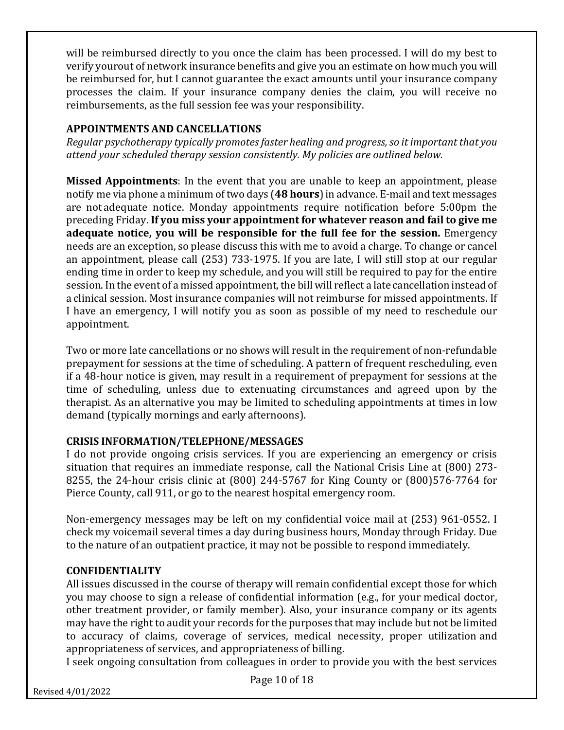will be reimbursed directly to you once the claim has been processed. I will do my best to verify yourout of network insurance benefits and give you an estimate on how much you will be reimbursed for, but I cannot guarantee the exact amounts until your insurance company processes the claim. If your insurance company denies the claim, you will receive no reimbursements, as the full session fee was your responsibility.

### APPOINTMENTS AND CANCELLATIONS

*Regular psychotherapy typically promotes faster healing and progress, so it important that you attend your scheduled therapy session consistently. My policies are outlined below.*

**Missed Appointments**: In the event that you are unable to keep an appointment, please notify me via phone a minimum of two days (**48 hours**) in advance. E-mail and text messages are not adequate notice. Monday appointments require notification before 5:00pm the preceding Friday. **If you miss your appointment for whatever reason and fail to give me adequate notice, you will be responsible for the full fee for the session.** Emergency needs are an exception, so please discuss this with me to avoid a charge. To change or cancel an appointment, please call (253) 733-1975. If you are late, I will still stop at our regular ending time in order to keep my schedule, and you will still be required to pay for the entire session. In the event of a missed appointment, the bill will reflect a late cancellation instead of a clinical session. Most insurance companies will not reimburse for missed appointments. If I have an emergency, I will notify you as soon as possible of my need to reschedule our appointment.

Two or more late cancellations or no shows will result in the requirement of non-refundable prepayment for sessions at the time of scheduling. A pattern of frequent rescheduling, even if a 48-hour notice is given, may result in a requirement of prepayment for sessions at the time of scheduling, unless due to extenuating circumstances and agreed upon by the therapist. As an alternative you may be limited to scheduling appointments at times in low demand (typically mornings and early afternoons).

### CRISIS INFORMATION/TELEPHONE/MESSAGES

I do not provide ongoing crisis services. If you are experiencing an emergency or crisis situation that requires an immediate response, call the National Crisis Line at (800) 273-8255, the 24-hour crisis clinic at (800) 244-5767 for King County or (800)576-7764 for Pierce County, call 911, or go to the nearest hospital emergency room.

Non-emergency messages may be left on my confidential voice mail at (253) 961-0552. I check my voicemail several times a day during business hours, Monday through Friday. Due to the nature of an outpatient practice, it may not be possible to respond immediately.

### CONFIDENTIALITY

All issues discussed in the course of therapy will remain confidential except those for which you may choose to sign a release of confidential information (e.g., for your medical doctor, other treatment provider, or family member). Also, your insurance company or its agents may have the right to audit your records for the purposes that may include but not be limited to accuracy of claims, coverage of services, medical necessity, proper utilization and appropriateness of services, and appropriateness of billing.

I seek ongoing consultation from colleagues in order to provide you with the best services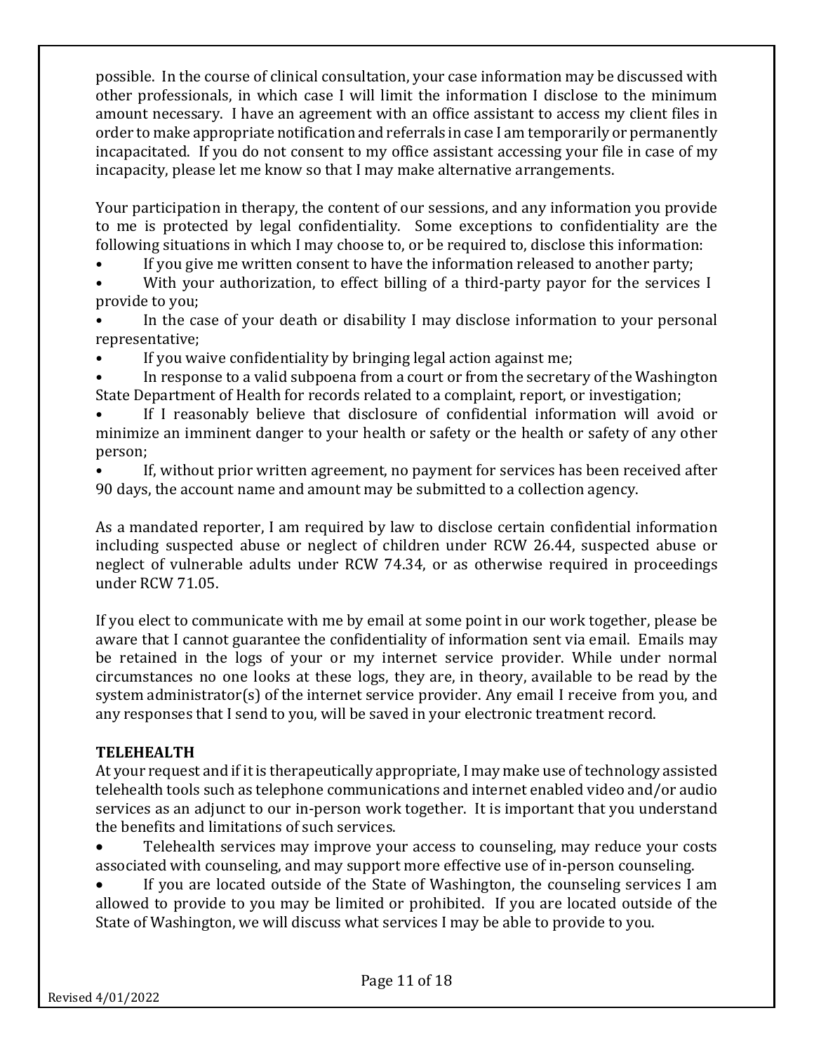possible. In the course of clinical consultation, your case information may be discussed with other professionals, in which case I will limit the information I disclose to the minimum amount necessary. I have an agreement with an office assistant to access my client files in order to make appropriate notification and referrals in case I am temporarily or permanently incapacitated. If you do not consent to my office assistant accessing your file in case of my incapacity, please let me know so that I may make alternative arrangements.

Your participation in therapy, the content of our sessions, and any information you provide to me is protected by legal confidentiality. Some exceptions to confidentiality are the following situations in which I may choose to, or be required to, disclose this information:

- If you give me written consent to have the information released to another party;
- With your authorization, to effect billing of a third-party payor for the services I provide to you;
- In the case of your death or disability I may disclose information to your personal representative;
- If you waive confidentiality by bringing legal action against me;
- In response to a valid subpoena from a court or from the secretary of the Washington State Department of Health for records related to a complaint, report, or investigation;
- If I reasonably believe that disclosure of confidential information will avoid or minimize an imminent danger to your health or safety or the health or safety of any other person;
- If, without prior written agreement, no payment for services has been received after 90 days, the account name and amount may be submitted to a collection agency.

As a mandated reporter, I am required by law to disclose certain confidential information including suspected abuse or neglect of children under RCW 26.44, suspected abuse or neglect of vulnerable adults under RCW 74.34, or as otherwise required in proceedings under RCW 71.05.

If you elect to communicate with me by email at some point in our work together, please be aware that I cannot guarantee the confidentiality of information sent via email. Emails may be retained in the logs of your or my internet service provider. While under normal circumstances no one looks at these logs, they are, in theory, available to be read by the system administrator(s) of the internet service provider. Any email I receive from you, and any responses that I send to you, will be saved in your electronic treatment record.

**TELEHEALTH**

At your request and if it is therapeutically appropriate, I may make use of technology assisted telehealth tools such as telephone communications and internet enabled video and/or audio services as an adjunct to our in-person work together. It is important that you understand the benefits and limitations of such services.

- Telehealth services may improve your access to counseling, may reduce your costs associated with counseling, and may support more effective use of in-person counseling.
- If you are located outside of the State of Washington, the counseling services I am allowed to provide to you may be limited or prohibited. If you are located outside of the State of Washington, we will discuss what services I may be able to provide to you.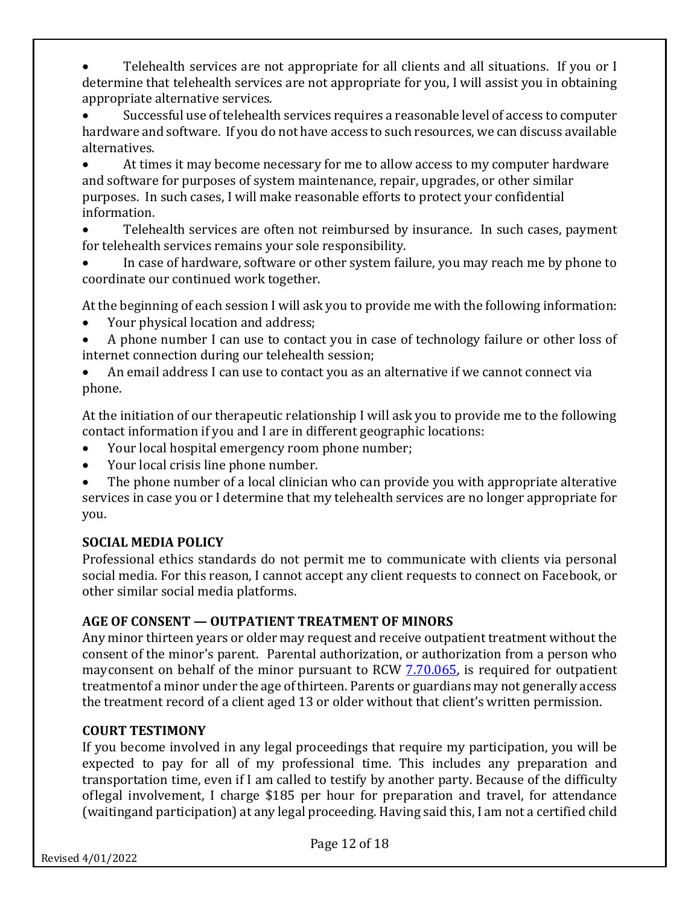- Telehealth services are not appropriate for all clients and all situations. If you or I determine that telehealth services are not appropriate for you, I will assist you in obtaining appropriate alternative services.
- Successful use of telehealth services requires a reasonable level of access to computer hardware and software. If you do not have access to such resources, we can discuss available alternatives.
- At times it may become necessary for me to allow access to my computer hardware and software for purposes of system maintenance, repair, upgrades, or other similar purposes. In such cases, I will make reasonable efforts to protect your confidential information.
- Telehealth services are often not reimbursed by insurance. In such cases, payment for telehealth services remains your sole responsibility.
- In case of hardware, software or other system failure, you may reach me by phone to coordinate our continued work together.

At the beginning of each session I will ask you to provide me with the following information:

- Your physical location and address;
- A phone number I can use to contact you in case of technology failure or other loss of internet connection during our telehealth session;
- An email address I can use to contact you as an alternative if we cannot connect via phone.

At the initiation of our therapeutic relationship I will ask you to provide me to the following contact information if you and I are in different geographic locations:

- Your local hospital emergency room phone number;
- Your local crisis line phone number.
- The phone number of a local clinician who can provide you with appropriate alterative services in case you or I determine that my telehealth services are no longer appropriate for you.

**SOCIAL MEDIA POLICY**

Professional ethics standards do not permit me to communicate with clients via personal social media. For this reason, I cannot accept any client requests to connect on Facebook, or other similar social media platforms.

**AGE OF CONSENT — OUTPATIENT TREATMENT OF MINORS**

Any minor thirteen years or older may request and receive outpatient treatment without the consent of the minor's parent. Parental authorization, or authorization from a person who mayconsent on behalf of the minor pursuant to RCW 7.70.065, is required for outpatient treatmentof a minor under the age of thirteen. Parents or guardians may not generally access the treatment record of a client aged 13 or older without that client's written permission.

**COURT TESTIMONY**

If you become involved in any legal proceedings that require my participation, you will be expected to pay for all of my professional time. This includes any preparation and transportation time, even if I am called to testify by another party. Because of the difficulty oflegal involvement, I charge $185 per hour for preparation and travel, for attendance (waitingand participation) at any legal proceeding. Having said this, I am not a certified child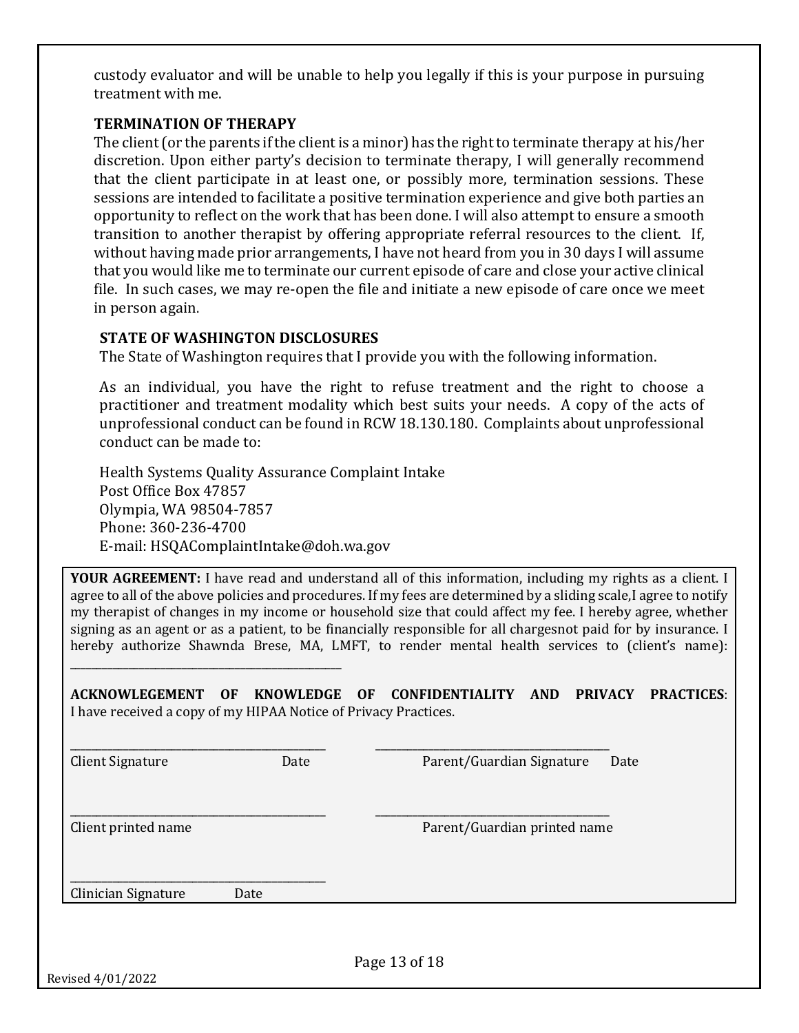custody evaluator and will be unable to help you legally if this is your purpose in pursuing treatment with me.

**TERMINATION OF THERAPY**

The client (or the parents if the client is a minor) has the right to terminate therapy at his/her discretion. Upon either party's decision to terminate therapy, I will generally recommend that the client participate in at least one, or possibly more, termination sessions. These sessions are intended to facilitate a positive termination experience and give both parties an opportunity to reflect on the work that has been done. I will also attempt to ensure a smooth transition to another therapist by offering appropriate referral resources to the client. If, without having made prior arrangements, I have not heard from you in 30 days I will assume that you would like me to terminate our current episode of care and close your active clinical file. In such cases, we may re-open the file and initiate a new episode of care once we meet in person again.

**STATE OF WASHINGTON DISCLOSURES**

The State of Washington requires that I provide you with the following information.

As an individual, you have the right to refuse treatment and the right to choose a practitioner and treatment modality which best suits your needs. A copy of the acts of unprofessional conduct can be found in RCW 18.130.180. Complaints about unprofessional conduct can be made to:

Health Systems Quality Assurance Complaint Intake
Post Office Box 47857
Olympia, WA 98504-7857
Phone: 360-236-4700
E-mail: HSQAComplaintIntake@doh.wa.gov

**YOUR AGREEMENT:** I have read and understand all of this information, including my rights as a client. I agree to all of the above policies and procedures. If my fees are determined by a sliding scale,I agree to notify my therapist of changes in my income or household size that could affect my fee. I hereby agree, whether signing as an agent or as a patient, to be financially responsible for all chargesnot paid for by insurance. I hereby authorize Shawnda Brese, MA, LMFT, to render mental health services to (client's name): \_\_\_\_\_\_\_\_\_\_\_\_\_\_\_\_\_\_\_\_\_\_\_\_\_\_\_\_\_\_\_\_\_\_\_\_\_\_

**ACKNOWLEGEMENT OF KNOWLEDGE OF CONFIDENTIALITY AND PRIVACY PRACTICES**: I have received a copy of my HIPAA Notice of Privacy Practices.

\_\_\_\_\_\_\_\_\_\_\_\_\_\_\_\_\_\_\_\_\_\_\_\_\_\_\_\_\_\_\_\_\_\_\_\_\_\_ &nbsp;&nbsp;&nbsp;&nbsp; \_\_\_\_\_\_\_\_\_\_\_\_\_\_\_\_\_\_\_\_\_\_\_\_\_\_\_\_\_\_\_\_\_\_\_\_\_\_
Client Signature &nbsp;&nbsp;&nbsp;&nbsp; Date &nbsp;&nbsp;&nbsp;&nbsp; Parent/Guardian Signature &nbsp;&nbsp;&nbsp;&nbsp; Date

\_\_\_\_\_\_\_\_\_\_\_\_\_\_\_\_\_\_\_\_\_\_\_\_\_\_\_\_\_\_\_\_\_\_\_\_\_\_ &nbsp;&nbsp;&nbsp;&nbsp; \_\_\_\_\_\_\_\_\_\_\_\_\_\_\_\_\_\_\_\_\_\_\_\_\_\_\_\_\_\_\_\_\_\_\_\_\_\_
Client printed name &nbsp;&nbsp;&nbsp;&nbsp; Parent/Guardian printed name

\_\_\_\_\_\_\_\_\_\_\_\_\_\_\_\_\_\_\_\_\_\_\_\_\_\_\_\_\_\_\_\_\_\_\_\_\_\_
Clinician Signature &nbsp;&nbsp;&nbsp;&nbsp; Date

Revised 4/01/2022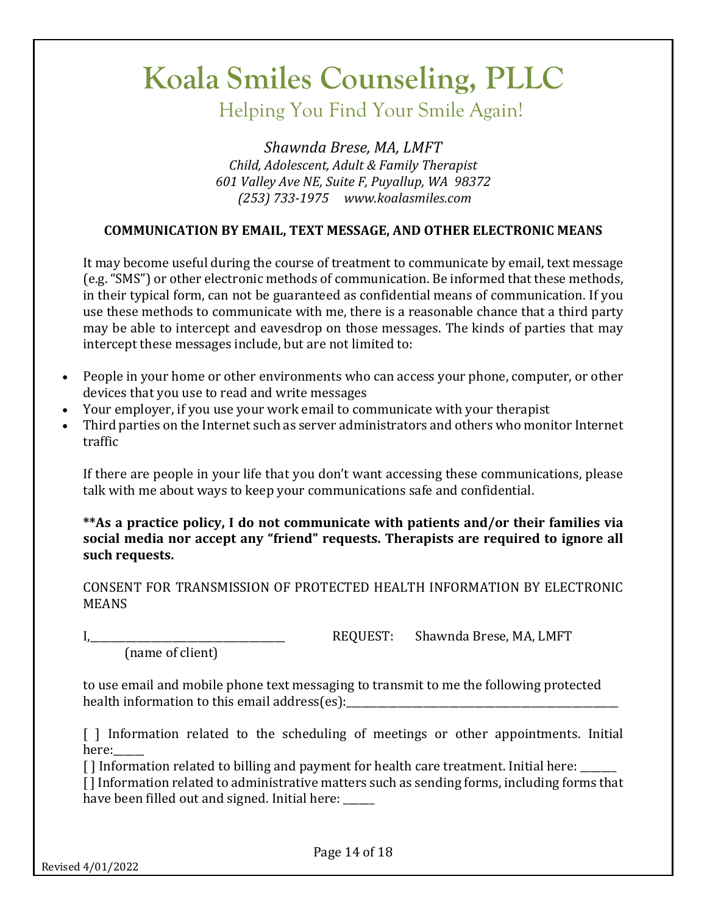# Koala Smiles Counseling, PLLC

## Helping You Find Your Smile Again!

*Shawnda Brese, MA, LMFT*
*Child, Adolescent, Adult & Family Therapist*
*601 Valley Ave NE, Suite F, Puyallup, WA 98372*
*(253) 733-1975 www.koalasmiles.com*

**COMMUNICATION BY EMAIL, TEXT MESSAGE, AND OTHER ELECTRONIC MEANS**

It may become useful during the course of treatment to communicate by email, text message (e.g. "SMS") or other electronic methods of communication. Be informed that these methods, in their typical form, can not be guaranteed as confidential means of communication. If you use these methods to communicate with me, there is a reasonable chance that a third party may be able to intercept and eavesdrop on those messages. The kinds of parties that may intercept these messages include, but are not limited to:

- People in your home or other environments who can access your phone, computer, or other devices that you use to read and write messages
- Your employer, if you use your work email to communicate with your therapist
- Third parties on the Internet such as server administrators and others who monitor Internet traffic

If there are people in your life that you don't want accessing these communications, please talk with me about ways to keep your communications safe and confidential.

****As a practice policy, I do not communicate with patients and/or their families via social media nor accept any "friend" requests. Therapists are required to ignore all such requests.**

CONSENT FOR TRANSMISSION OF PROTECTED HEALTH INFORMATION BY ELECTRONIC MEANS

I,____________________________________ REQUEST: Shawnda Brese, MA, LMFT
(name of client)

to use email and mobile phone text messaging to transmit to me the following protected health information to this email address(es):__________________________________________________

[ ] Information related to the scheduling of meetings or other appointments. Initial here:______

[ ] Information related to billing and payment for health care treatment. Initial here: _______

[ ] Information related to administrative matters such as sending forms, including forms that have been filled out and signed. Initial here: ______

Revised 4/01/2022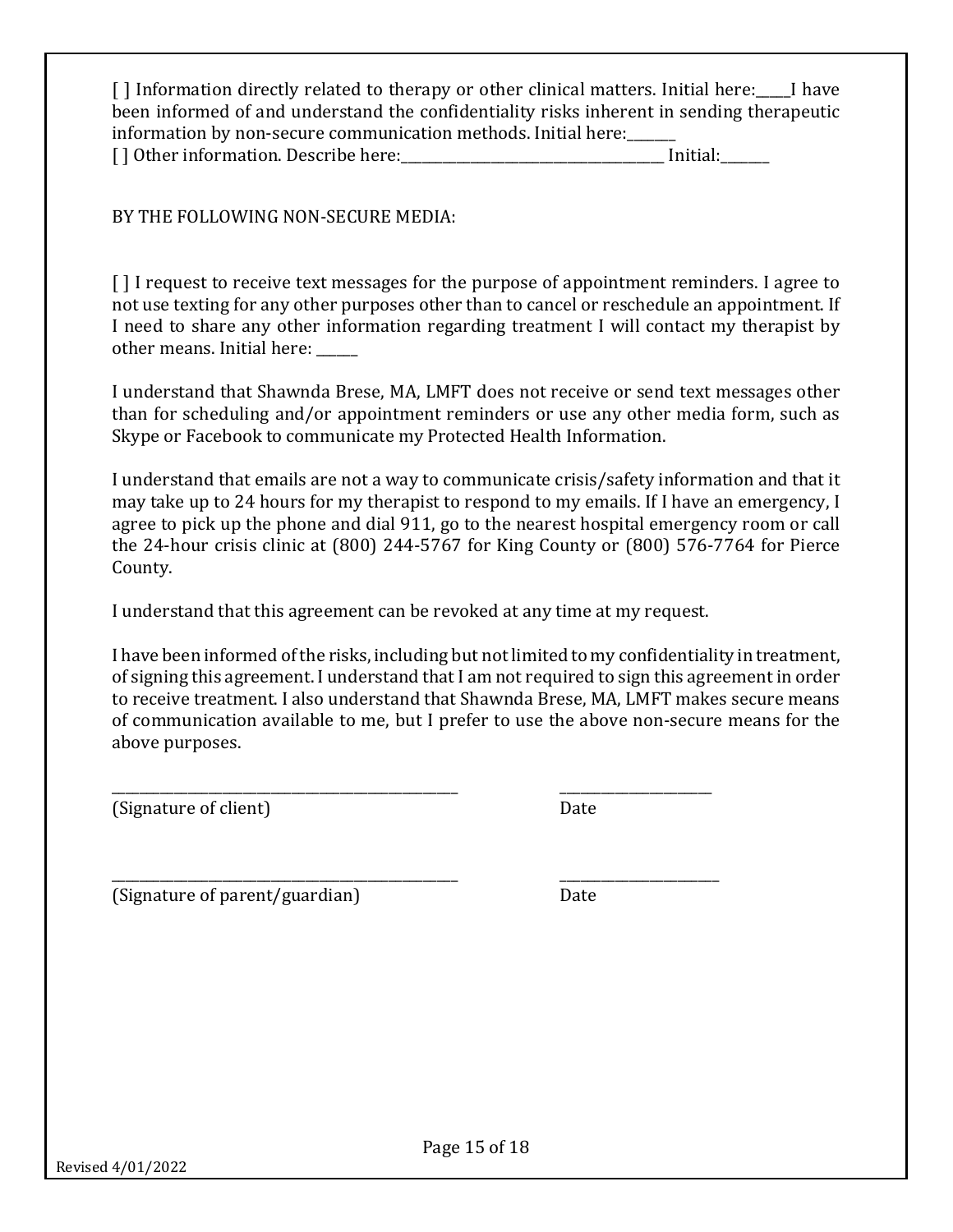[ ] Information directly related to therapy or other clinical matters. Initial here:_____I have been informed of and understand the confidentiality risks inherent in sending therapeutic information by non-secure communication methods. Initial here:_______
[ ] Other information. Describe here:_______________________________________ Initial:_______

BY THE FOLLOWING NON-SECURE MEDIA:

[ ] I request to receive text messages for the purpose of appointment reminders. I agree to not use texting for any other purposes other than to cancel or reschedule an appointment. If I need to share any other information regarding treatment I will contact my therapist by other means. Initial here: ______

I understand that Shawnda Brese, MA, LMFT does not receive or send text messages other than for scheduling and/or appointment reminders or use any other media form, such as Skype or Facebook to communicate my Protected Health Information.

I understand that emails are not a way to communicate crisis/safety information and that it may take up to 24 hours for my therapist to respond to my emails. If I have an emergency, I agree to pick up the phone and dial 911, go to the nearest hospital emergency room or call the 24-hour crisis clinic at (800) 244-5767 for King County or (800) 576-7764 for Pierce County.

I understand that this agreement can be revoked at any time at my request.

I have been informed of the risks, including but not limited to my confidentiality in treatment, of signing this agreement. I understand that I am not required to sign this agreement in order to receive treatment. I also understand that Shawnda Brese, MA, LMFT makes secure means of communication available to me, but I prefer to use the above non-secure means for the above purposes.

___________________________________________________ ______________________
(Signature of client) Date

___________________________________________________ ______________________
(Signature of parent/guardian) Date

Revised 4/01/2022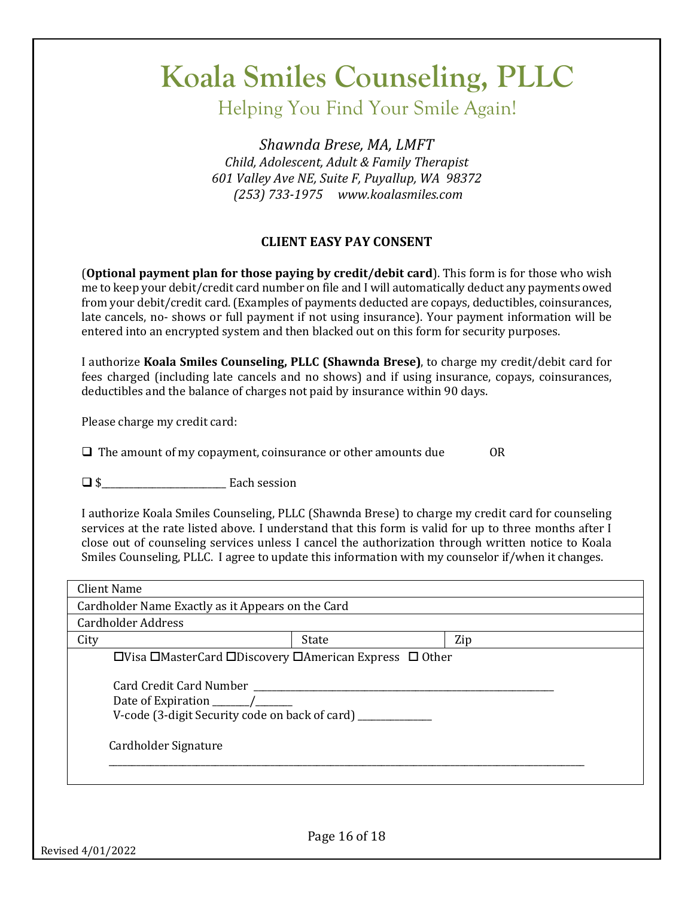# Koala Smiles Counseling, PLLC

## Helping You Find Your Smile Again!

*Shawnda Brese, MA, LMFT*
*Child, Adolescent, Adult & Family Therapist*
*601 Valley Ave NE, Suite F, Puyallup, WA 98372*
*(253) 733-1975 www.koalasmiles.com*

### CLIENT EASY PAY CONSENT

(**Optional payment plan for those paying by credit/debit card**). This form is for those who wish me to keep your debit/credit card number on file and I will automatically deduct any payments owed from your debit/credit card. (Examples of payments deducted are copays, deductibles, coinsurances, late cancels, no- shows or full payment if not using insurance). Your payment information will be entered into an encrypted system and then blacked out on this form for security purposes.

I authorize **Koala Smiles Counseling, PLLC (Shawnda Brese)**, to charge my credit/debit card for fees charged (including late cancels and no shows) and if using insurance, copays, coinsurances, deductibles and the balance of charges not paid by insurance within 90 days.

Please charge my credit card:

❑ The amount of my copayment, coinsurance or other amounts due OR

❑ $__________________________ Each session

I authorize Koala Smiles Counseling, PLLC (Shawnda Brese) to charge my credit card for counseling services at the rate listed above. I understand that this form is valid for up to three months after I close out of counseling services unless I cancel the authorization through written notice to Koala Smiles Counseling, PLLC. I agree to update this information with my counselor if/when it changes.

| Client Name | | |
|---|---|---|
| Cardholder Name Exactly as it Appears on the Card | | |
| Cardholder Address | | |
| City | State | Zip |

☐Visa ☐MasterCard ☐Discovery ☐American Express ☐ Other

Card Credit Card Number ________________________________________________________________

Date of Expiration ________/________

V-code (3-digit Security code on back of card) ________________

Cardholder Signature

______________________________________________________________________________________________

Revised 4/01/2022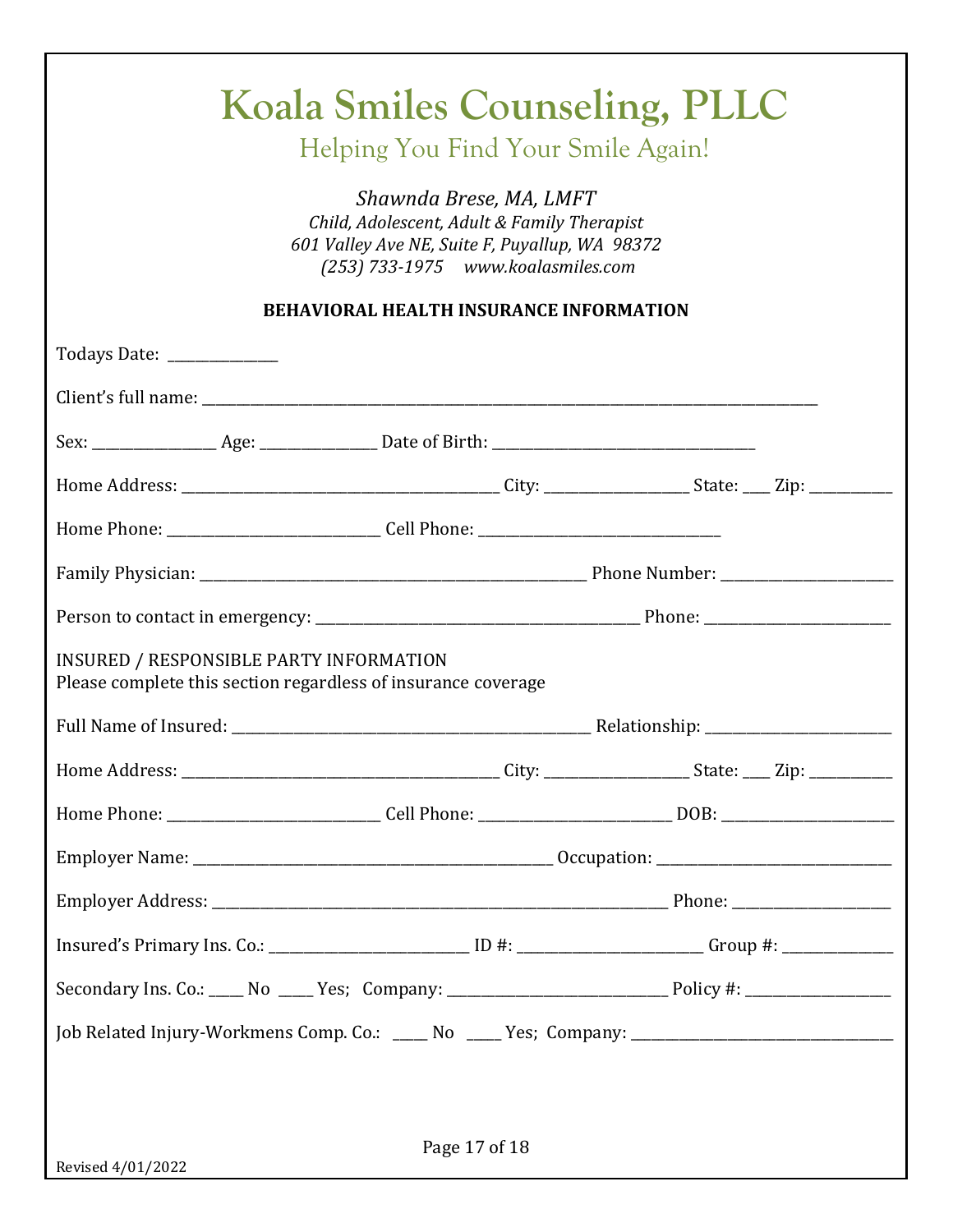# Koala Smiles Counseling, PLLC

## Helping You Find Your Smile Again!

*Shawnda Brese, MA, LMFT*
*Child, Adolescent, Adult & Family Therapist*
*601 Valley Ave NE, Suite F, Puyallup, WA 98372*
*(253) 733-1975 www.koalasmiles.com*

**BEHAVIORAL HEALTH INSURANCE INFORMATION**

Todays Date: _______________

Client's full name: ___________________________________________________________________________________________

Sex: _________________ Age: ________________ Date of Birth: ______________________________________

Home Address: ____________________________________________ City: ____________________ State: ____ Zip: ___________

Home Phone: _____________________________ Cell Phone: __________________________________

Family Physician: ____________________________________________________ Phone Number: ________________________

Person to contact in emergency: _____________________________________________ Phone: __________________________

INSURED / RESPONSIBLE PARTY INFORMATION
Please complete this section regardless of insurance coverage

Full Name of Insured: _________________________________________________ Relationship: __________________________

Home Address: ____________________________________________ City: ____________________ State: ____ Zip: ___________

Home Phone: _____________________________ Cell Phone: ___________________________ DOB: ________________________

Employer Name: _________________________________________________ Occupation: ________________________________

Employer Address: ______________________________________________________________ Phone: _____________________

Insured's Primary Ins. Co.: ____________________________ ID #: __________________________ Group #: _______________

Secondary Ins. Co.: _____ No _____ Yes; Company: _______________________________ Policy #: ___________________

Job Related Injury-Workmens Comp. Co.: _____ No _____ Yes; Company: ____________________________________

Revised 4/01/2022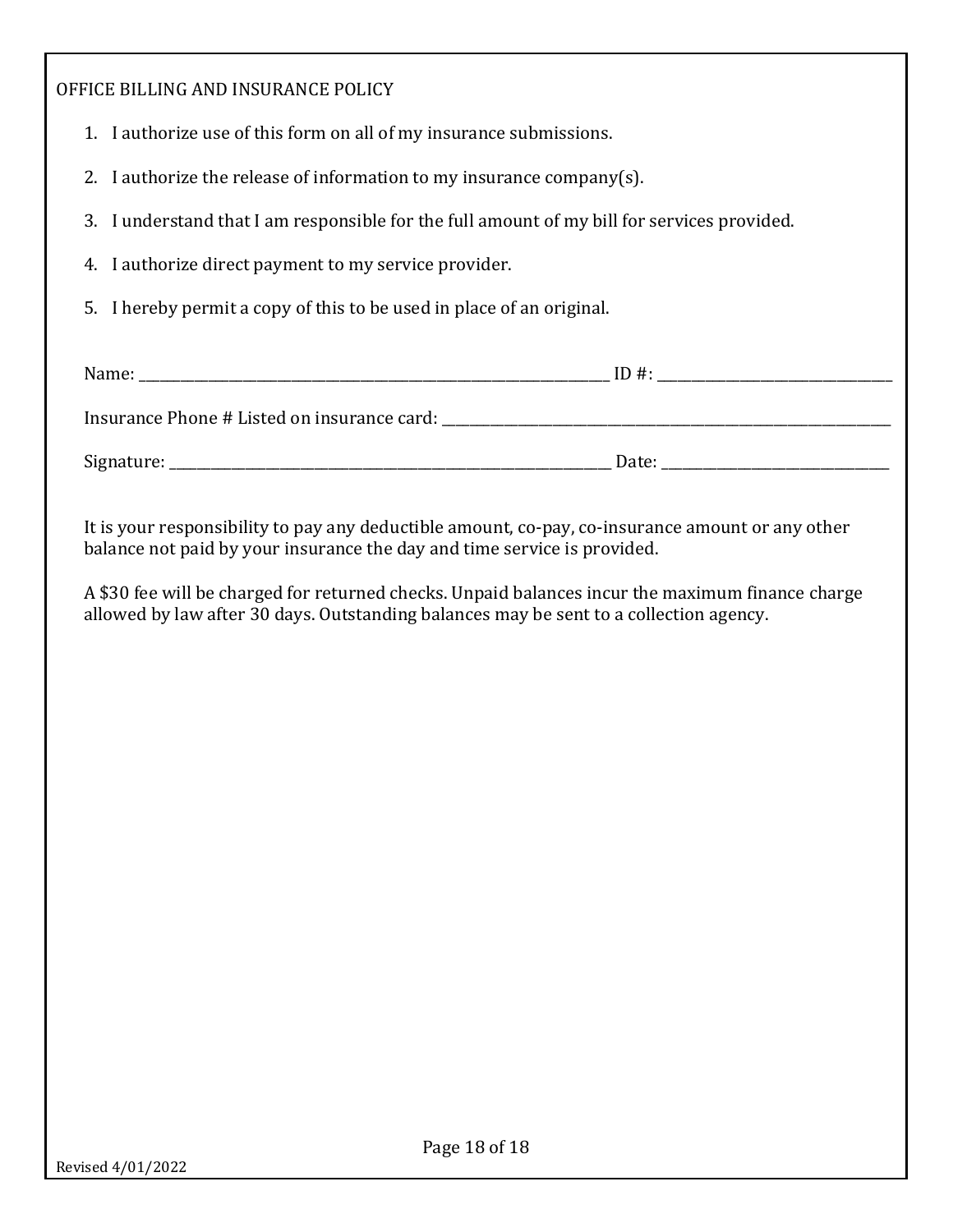OFFICE BILLING AND INSURANCE POLICY

1. I authorize use of this form on all of my insurance submissions.
2. I authorize the release of information to my insurance company(s).
3. I understand that I am responsible for the full amount of my bill for services provided.
4. I authorize direct payment to my service provider.
5. I hereby permit a copy of this to be used in place of an original.

Name: ____________________________________________ ID #: ______________________

Insurance Phone # Listed on insurance card: ______________________________________________

Signature: ________________________________________ Date: ______________________

It is your responsibility to pay any deductible amount, co-pay, co-insurance amount or any other balance not paid by your insurance the day and time service is provided.

A $30 fee will be charged for returned checks. Unpaid balances incur the maximum finance charge allowed by law after 30 days. Outstanding balances may be sent to a collection agency.

Revised 4/01/2022